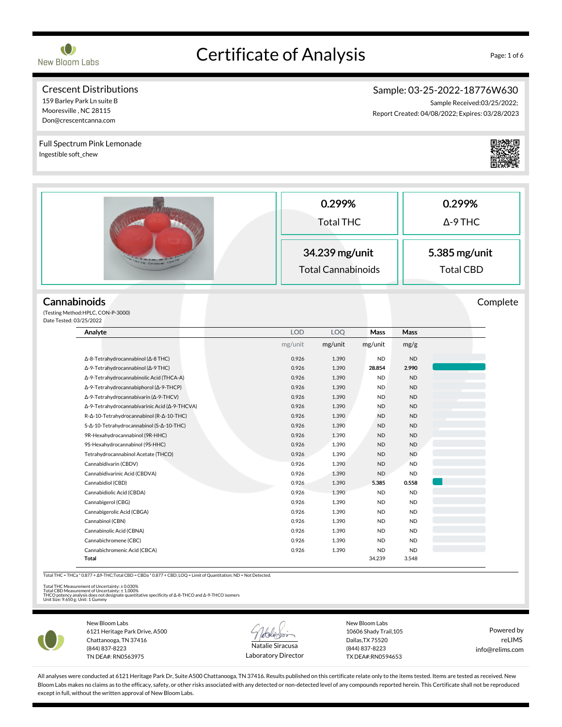# Certificate of Analysis

New Bloom Labs

**Crescent Distributions**
159 Barley Park Ln suite B
Mooresville , NC 28115
Don@crescentcanna.com

**Sample: 03-25-2022-18776W630**
Sample Received:03/25/2022;
Report Created: 04/08/2022; Expires: 03/28/2023

Full Spectrum Pink Lemonade
Ingestible soft_chew

| 0.299% | 0.299% |
|---|---|
| Total THC | Δ-9 THC |
| **34.239 mg/unit** | **5.385 mg/unit** |
| Total Cannabinoids | Total CBD |

## Cannabinoids

Complete

(Testing Method:HPLC, CON-P-3000)
Date Tested: 03/25/2022

| Analyte | LOD | LOQ | Mass | Mass |
|---|---|---|---|---|
| | mg/unit | mg/unit | mg/unit | mg/g |
| Δ-8-Tetrahydrocannabinol (Δ-8 THC) | 0.926 | 1.390 | ND | ND |
| Δ-9-Tetrahydrocannabinol (Δ-9 THC) | 0.926 | 1.390 | **28.854** | **2.990** |
| Δ-9-Tetrahydrocannabinolic Acid (THCA-A) | 0.926 | 1.390 | ND | ND |
| Δ-9-Tetrahydrocannabiphorol (Δ-9-THCP) | 0.926 | 1.390 | ND | ND |
| Δ-9-Tetrahydrocannabivarin (Δ-9-THCV) | 0.926 | 1.390 | ND | ND |
| Δ-9-Tetrahydrocannabivarinic Acid (Δ-9-THCVA) | 0.926 | 1.390 | ND | ND |
| R-Δ-10-Tetrahydrocannabinol (R-Δ-10-THC) | 0.926 | 1.390 | ND | ND |
| S-Δ-10-Tetrahydrocannabinol (S-Δ-10-THC) | 0.926 | 1.390 | ND | ND |
| 9R-Hexahydrocannabinol (9R-HHC) | 0.926 | 1.390 | ND | ND |
| 9S-Hexahydrocannabinol (9S-HHC) | 0.926 | 1.390 | ND | ND |
| Tetrahydrocannabinol Acetate (THCO) | 0.926 | 1.390 | ND | ND |
| Cannabidivarin (CBDV) | 0.926 | 1.390 | ND | ND |
| Cannabidivarinic Acid (CBDVA) | 0.926 | 1.390 | ND | ND |
| Cannabidiol (CBD) | 0.926 | 1.390 | **5.385** | **0.558** |
| Cannabidiolic Acid (CBDA) | 0.926 | 1.390 | ND | ND |
| Cannabigerol (CBG) | 0.926 | 1.390 | ND | ND |
| Cannabigerolic Acid (CBGA) | 0.926 | 1.390 | ND | ND |
| Cannabinol (CBN) | 0.926 | 1.390 | ND | ND |
| Cannabinolic Acid (CBNA) | 0.926 | 1.390 | ND | ND |
| Cannabichromene (CBC) | 0.926 | 1.390 | ND | ND |
| Cannabichromenic Acid (CBCA) | 0.926 | 1.390 | ND | ND |
| **Total** | | | 34.239 | 3.548 |

Total THC = THCa * 0.877 + Δ9-THC;Total CBD = CBDa * 0.877 + CBD; LOQ = Limit of Quantitation; ND = Not Detected.

Total THC Measurement of Uncertainty: ± 0.030%
Total CBD Measurement of Uncertainty: ± 1.000%
THCO potency analysis does not designate quantitative specificity of Δ-8-THCO and Δ-9-THCO isomers
Unit Size: 9.650 g; Unit: 1 Gummy

New Bloom Labs
6121 Heritage Park Drive, A500
Chattanooga, TN 37416
(844) 837-8223
TN DEA#: RN0563975

Natalie Siracusa
Laboratory Director

New Bloom Labs
10606 Shady Trail,105
Dallas,TX 75520
(844) 837-8223
TX DEA#:RN0594653

Powered by
reLIMS
info@relims.com

All analyses were conducted at 6121 Heritage Park Dr, Suite A500 Chattanooga, TN 37416. Results published on this certificate relate only to the items tested. Items are tested as received. New Bloom Labs makes no claims as to the efficacy, safety, or other risks associated with any detected or non-detected level of any compounds reported herein. This Certificate shall not be reproduced except in full, without the written approval of New Bloom Labs.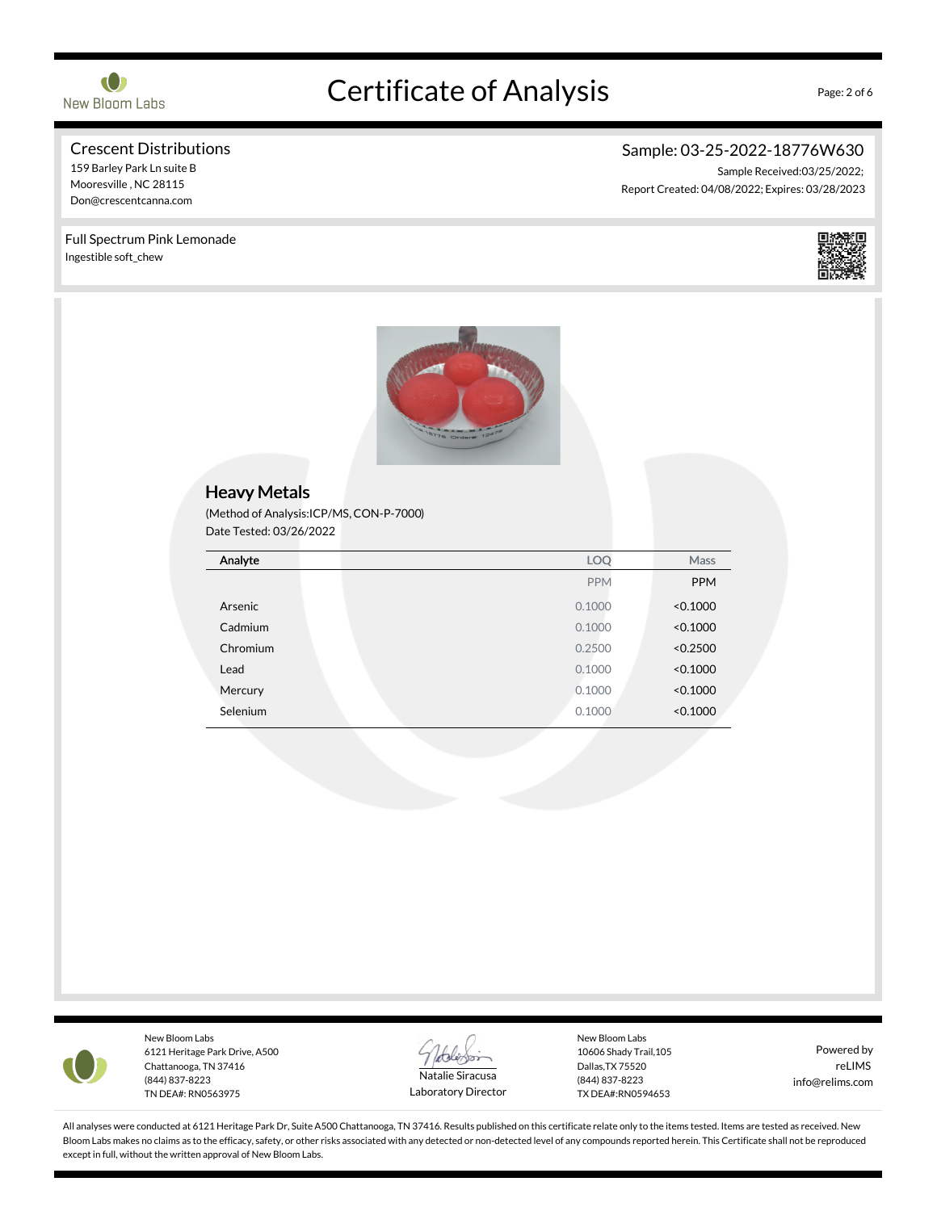# Certificate of Analysis

New Bloom Labs

**Crescent Distributions**
159 Barley Park Ln suite B
Mooresville , NC 28115
Don@crescentcanna.com

**Sample: 03-25-2022-18776W630**
Sample Received:03/25/2022;
Report Created: 04/08/2022; Expires: 03/28/2023

Full Spectrum Pink Lemonade
Ingestible soft_chew

## Heavy Metals

(Method of Analysis:ICP/MS, CON-P-7000)
Date Tested: 03/26/2022

| Analyte | LOQ | Mass |
|---|---|---|
| | PPM | PPM |
| Arsenic | 0.1000 | <0.1000 |
| Cadmium | 0.1000 | <0.1000 |
| Chromium | 0.2500 | <0.2500 |
| Lead | 0.1000 | <0.1000 |
| Mercury | 0.1000 | <0.1000 |
| Selenium | 0.1000 | <0.1000 |

New Bloom Labs
6121 Heritage Park Drive, A500
Chattanooga, TN 37416
(844) 837-8223
TN DEA#: RN0563975

Natalie Siracusa
Laboratory Director

New Bloom Labs
10606 Shady Trail,105
Dallas,TX 75520
(844) 837-8223
TX DEA#:RN0594653

Powered by
reLIMS
info@relims.com

All analyses were conducted at 6121 Heritage Park Dr, Suite A500 Chattanooga, TN 37416. Results published on this certificate relate only to the items tested. Items are tested as received. New Bloom Labs makes no claims as to the efficacy, safety, or other risks associated with any detected or non-detected level of any compounds reported herein. This Certificate shall not be reproduced except in full, without the written approval of New Bloom Labs.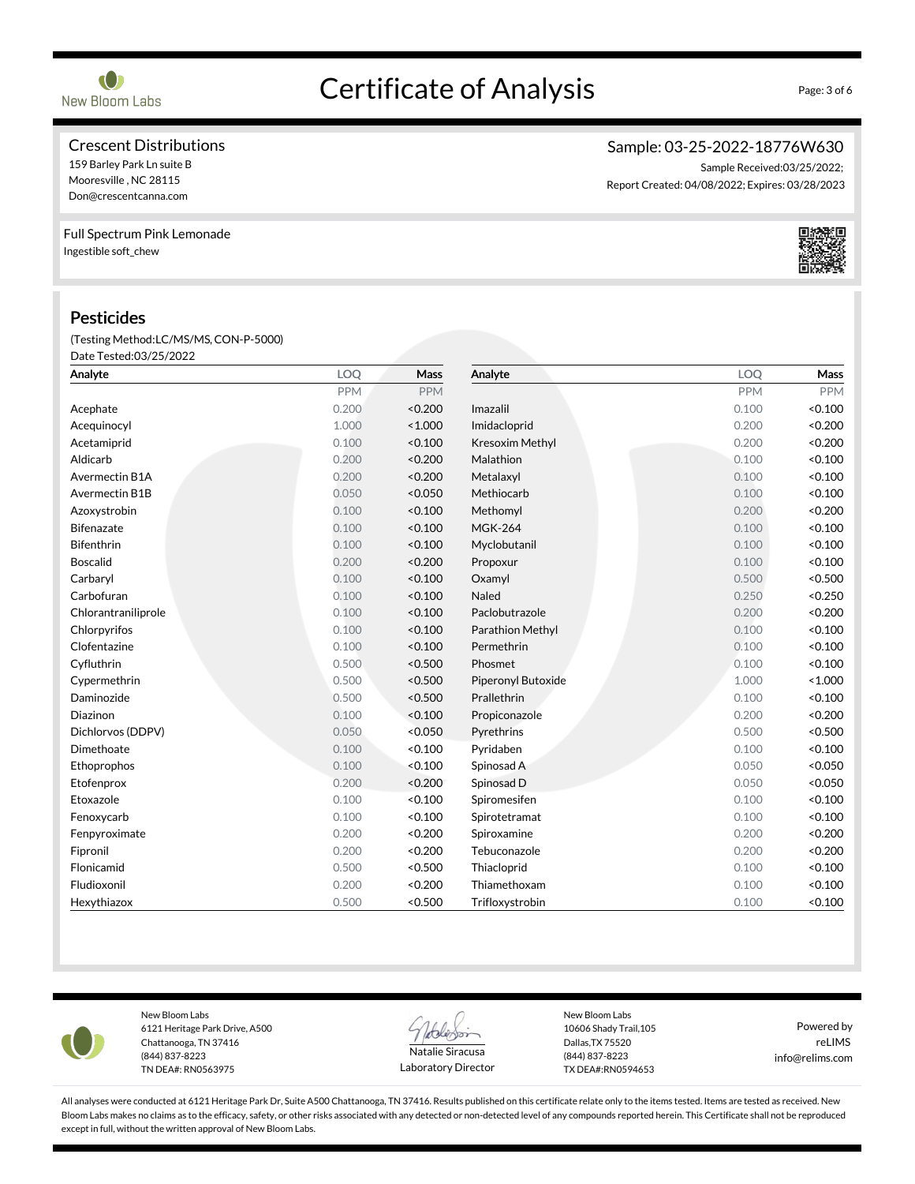# Certificate of Analysis

New Bloom Labs

**Crescent Distributions**
159 Barley Park Ln suite B
Mooresville , NC 28115
Don@crescentcanna.com

**Sample: 03-25-2022-18776W630**
Sample Received:03/25/2022;
Report Created: 04/08/2022; Expires: 03/28/2023

Full Spectrum Pink Lemonade
Ingestible soft_chew

## Pesticides

(Testing Method:LC/MS/MS, CON-P-5000)
Date Tested:03/25/2022

| Analyte | LOQ | Mass | Analyte | LOQ | Mass |
|---|---|---|---|---|---|
| | PPM | PPM | | PPM | PPM |
| Acephate | 0.200 | <0.200 | Imazalil | 0.100 | <0.100 |
| Acequinocyl | 1.000 | <1.000 | Imidacloprid | 0.200 | <0.200 |
| Acetamiprid | 0.100 | <0.100 | Kresoxim Methyl | 0.200 | <0.200 |
| Aldicarb | 0.200 | <0.200 | Malathion | 0.100 | <0.100 |
| Avermectin B1A | 0.200 | <0.200 | Metalaxyl | 0.100 | <0.100 |
| Avermectin B1B | 0.050 | <0.050 | Methiocarb | 0.100 | <0.100 |
| Azoxystrobin | 0.100 | <0.100 | Methomyl | 0.200 | <0.200 |
| Bifenazate | 0.100 | <0.100 | MGK-264 | 0.100 | <0.100 |
| Bifenthrin | 0.100 | <0.100 | Myclobutanil | 0.100 | <0.100 |
| Boscalid | 0.200 | <0.200 | Propoxur | 0.100 | <0.100 |
| Carbaryl | 0.100 | <0.100 | Oxamyl | 0.500 | <0.500 |
| Carbofuran | 0.100 | <0.100 | Naled | 0.250 | <0.250 |
| Chlorantraniliprole | 0.100 | <0.100 | Paclobutrazole | 0.200 | <0.200 |
| Chlorpyrifos | 0.100 | <0.100 | Parathion Methyl | 0.100 | <0.100 |
| Clofentazine | 0.100 | <0.100 | Permethrin | 0.100 | <0.100 |
| Cyfluthrin | 0.500 | <0.500 | Phosmet | 0.100 | <0.100 |
| Cypermethrin | 0.500 | <0.500 | Piperonyl Butoxide | 1.000 | <1.000 |
| Daminozide | 0.500 | <0.500 | Prallethrin | 0.100 | <0.100 |
| Diazinon | 0.100 | <0.100 | Propiconazole | 0.200 | <0.200 |
| Dichlorvos (DDPV) | 0.050 | <0.050 | Pyrethrins | 0.500 | <0.500 |
| Dimethoate | 0.100 | <0.100 | Pyridaben | 0.100 | <0.100 |
| Ethoprophos | 0.100 | <0.100 | Spinosad A | 0.050 | <0.050 |
| Etofenprox | 0.200 | <0.200 | Spinosad D | 0.050 | <0.050 |
| Etoxazole | 0.100 | <0.100 | Spiromesifen | 0.100 | <0.100 |
| Fenoxycarb | 0.100 | <0.100 | Spirotetramat | 0.100 | <0.100 |
| Fenpyroximate | 0.200 | <0.200 | Spiroxamine | 0.200 | <0.200 |
| Fipronil | 0.200 | <0.200 | Tebuconazole | 0.200 | <0.200 |
| Flonicamid | 0.500 | <0.500 | Thiacloprid | 0.100 | <0.100 |
| Fludioxonil | 0.200 | <0.200 | Thiamethoxam | 0.100 | <0.100 |
| Hexythiazox | 0.500 | <0.500 | Trifloxystrobin | 0.100 | <0.100 |

New Bloom Labs
6121 Heritage Park Drive, A500
Chattanooga, TN 37416
(844) 837-8223
TN DEA#: RN0563975

Natalie Siracusa
Laboratory Director

New Bloom Labs
10606 Shady Trail,105
Dallas,TX 75520
(844) 837-8223
TX DEA#:RN0594653

Powered by
reLIMS
info@relims.com

All analyses were conducted at 6121 Heritage Park Dr, Suite A500 Chattanooga, TN 37416. Results published on this certificate relate only to the items tested. Items are tested as received. New Bloom Labs makes no claims as to the efficacy, safety, or other risks associated with any detected or non-detected level of any compounds reported herein. This Certificate shall not be reproduced except in full, without the written approval of New Bloom Labs.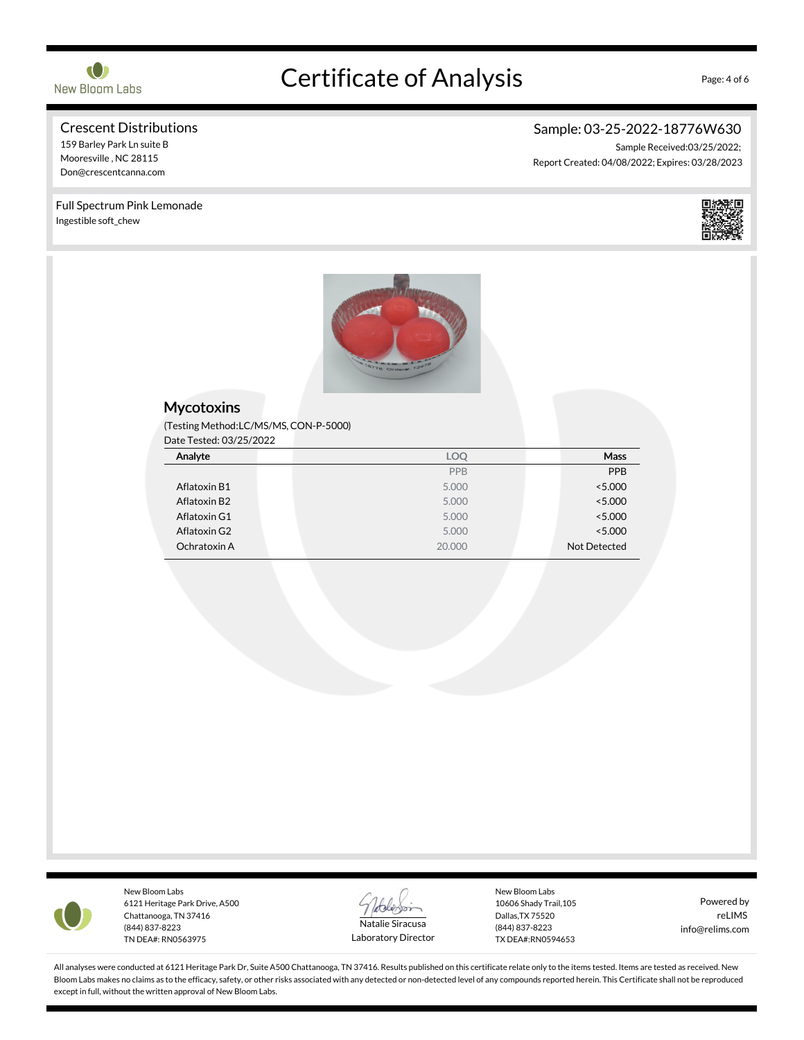# Certificate of Analysis

New Bloom Labs

**Crescent Distributions**
159 Barley Park Ln suite B
Mooresville , NC 28115
Don@crescentcanna.com

**Sample: 03-25-2022-18776W630**
Sample Received:03/25/2022;
Report Created: 04/08/2022; Expires: 03/28/2023

Full Spectrum Pink Lemonade
Ingestible soft_chew

## Mycotoxins

(Testing Method:LC/MS/MS, CON-P-5000)
Date Tested: 03/25/2022

| Analyte | LOQ | Mass |
|---|---|---|
| | PPB | PPB |
| Aflatoxin B1 | 5.000 | <5.000 |
| Aflatoxin B2 | 5.000 | <5.000 |
| Aflatoxin G1 | 5.000 | <5.000 |
| Aflatoxin G2 | 5.000 | <5.000 |
| Ochratoxin A | 20.000 | Not Detected |

New Bloom Labs
6121 Heritage Park Drive, A500
Chattanooga, TN 37416
(844) 837-8223
TN DEA#: RN0563975

Natalie Siracusa
Laboratory Director

New Bloom Labs
10606 Shady Trail,105
Dallas,TX 75520
(844) 837-8223
TX DEA#:RN0594653

Powered by
reLIMS
info@relims.com

All analyses were conducted at 6121 Heritage Park Dr, Suite A500 Chattanooga, TN 37416. Results published on this certificate relate only to the items tested. Items are tested as received. New Bloom Labs makes no claims as to the efficacy, safety, or other risks associated with any detected or non-detected level of any compounds reported herein. This Certificate shall not be reproduced except in full, without the written approval of New Bloom Labs.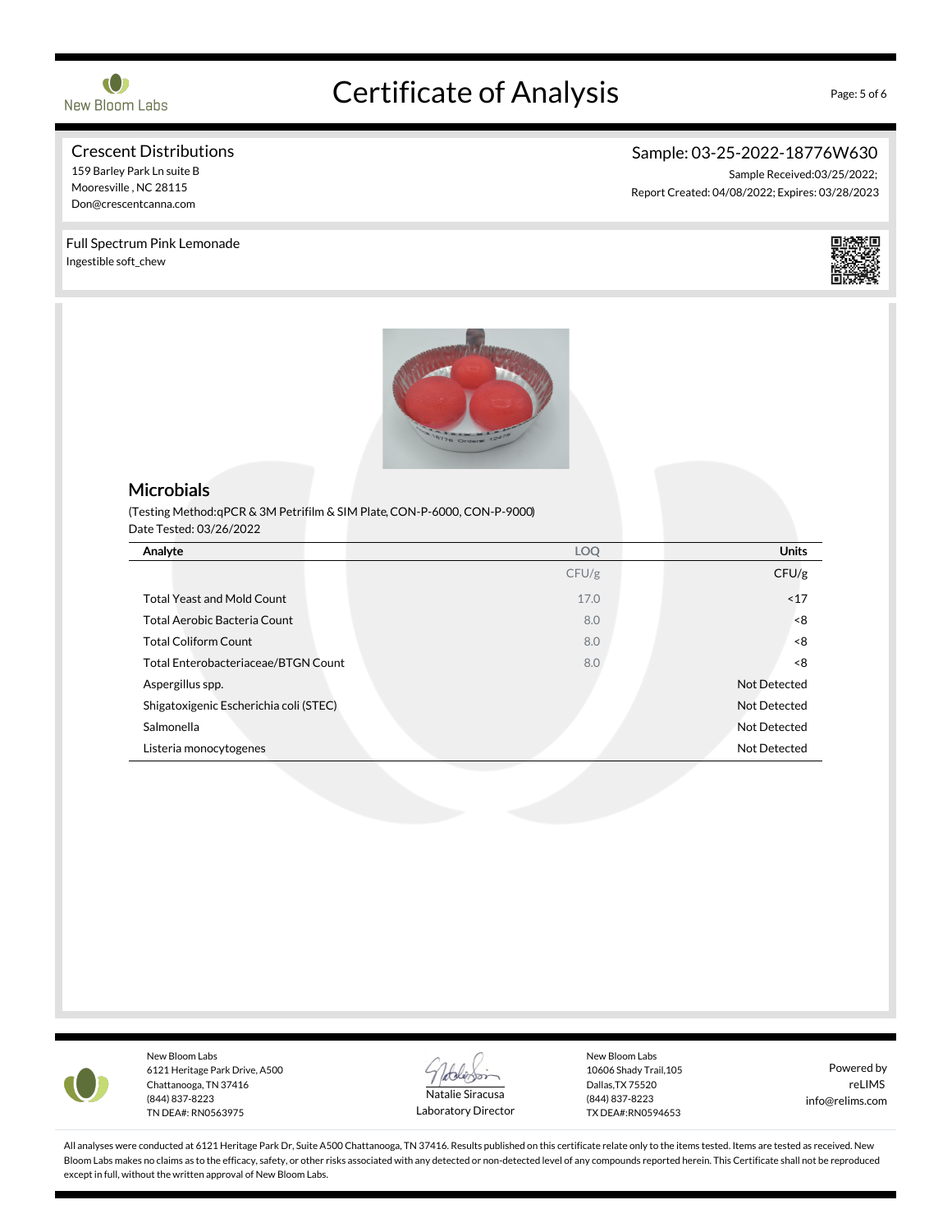# Certificate of Analysis

**Crescent Distributions**
159 Barley Park Ln suite B
Mooresville , NC 28115
Don@crescentcanna.com

**Sample: 03-25-2022-18776W630**
Sample Received:03/25/2022;
Report Created: 04/08/2022; Expires: 03/28/2023

**Full Spectrum Pink Lemonade**
Ingestible soft_chew

## Microbials

(Testing Method:qPCR & 3M Petrifilm & SIM Plate, CON-P-6000, CON-P-9000)
Date Tested: 03/26/2022

| Analyte | LOQ | Units |
|---|---|---|
| | CFU/g | CFU/g |
| Total Yeast and Mold Count | 17.0 | <17 |
| Total Aerobic Bacteria Count | 8.0 | <8 |
| Total Coliform Count | 8.0 | <8 |
| Total Enterobacteriaceae/BTGN Count | 8.0 | <8 |
| Aspergillus spp. | | Not Detected |
| Shigatoxigenic Escherichia coli (STEC) | | Not Detected |
| Salmonella | | Not Detected |
| Listeria monocytogenes | | Not Detected |

New Bloom Labs
6121 Heritage Park Drive, A500
Chattanooga, TN 37416
(844) 837-8223
TN DEA#: RN0563975

Natalie Siracusa
Laboratory Director

New Bloom Labs
10606 Shady Trail,105
Dallas,TX 75520
(844) 837-8223
TX DEA#:RN0594653

Powered by
reLIMS
info@relims.com

All analyses were conducted at 6121 Heritage Park Dr, Suite A500 Chattanooga, TN 37416. Results published on this certificate relate only to the items tested. Items are tested as received. New Bloom Labs makes no claims as to the efficacy, safety, or other risks associated with any detected or non-detected level of any compounds reported herein. This Certificate shall not be reproduced except in full, without the written approval of New Bloom Labs.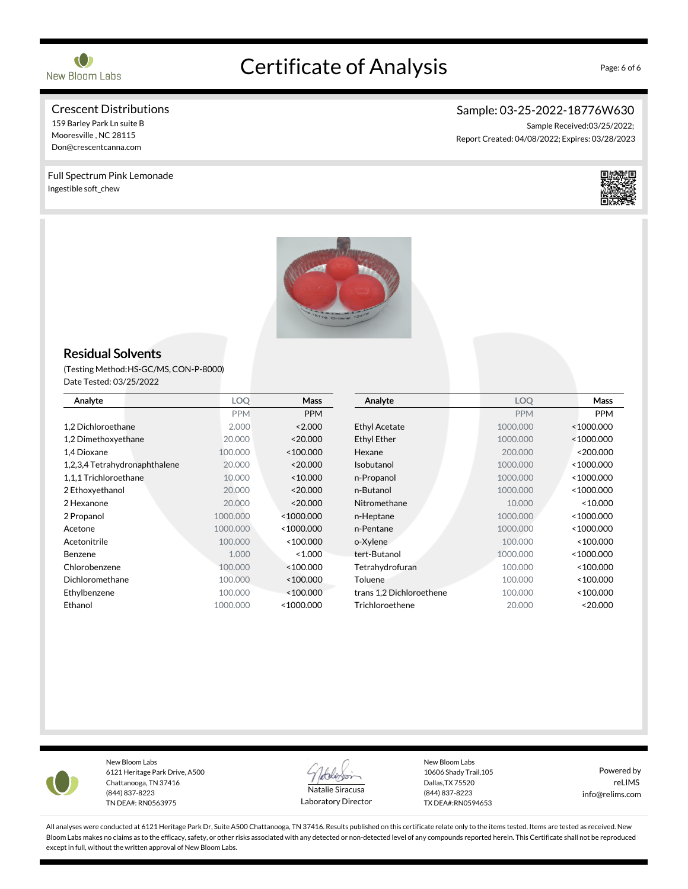# Certificate of Analysis

New Bloom Labs

**Crescent Distributions**
159 Barley Park Ln suite B
Mooresville , NC 28115
Don@crescentcanna.com

**Sample: 03-25-2022-18776W630**
Sample Received:03/25/2022;
Report Created: 04/08/2022; Expires: 03/28/2023

Full Spectrum Pink Lemonade
Ingestible soft_chew

## Residual Solvents

(Testing Method:HS-GC/MS, CON-P-8000)
Date Tested: 03/25/2022

| Analyte | LOQ | Mass |
|---|---|---|
| | PPM | PPM |
| 1,2 Dichloroethane | 2.000 | <2.000 |
| 1,2 Dimethoxyethane | 20.000 | <20.000 |
| 1,4 Dioxane | 100.000 | <100.000 |
| 1,2,3,4 Tetrahydronaphthalene | 20.000 | <20.000 |
| 1,1,1 Trichloroethane | 10.000 | <10.000 |
| 2 Ethoxyethanol | 20.000 | <20.000 |
| 2 Hexanone | 20.000 | <20.000 |
| 2 Propanol | 1000.000 | <1000.000 |
| Acetone | 1000.000 | <1000.000 |
| Acetonitrile | 100.000 | <100.000 |
| Benzene | 1.000 | <1.000 |
| Chlorobenzene | 100.000 | <100.000 |
| Dichloromethane | 100.000 | <100.000 |
| Ethylbenzene | 100.000 | <100.000 |
| Ethanol | 1000.000 | <1000.000 |
| Ethyl Acetate | 1000.000 | <1000.000 |
| Ethyl Ether | 1000.000 | <1000.000 |
| Hexane | 200.000 | <200.000 |
| Isobutanol | 1000.000 | <1000.000 |
| n-Propanol | 1000.000 | <1000.000 |
| n-Butanol | 1000.000 | <1000.000 |
| Nitromethane | 10.000 | <10.000 |
| n-Heptane | 1000.000 | <1000.000 |
| n-Pentane | 1000.000 | <1000.000 |
| o-Xylene | 100.000 | <100.000 |
| tert-Butanol | 1000.000 | <1000.000 |
| Tetrahydrofuran | 100.000 | <100.000 |
| Toluene | 100.000 | <100.000 |
| trans 1,2 Dichloroethene | 100.000 | <100.000 |
| Trichloroethene | 20.000 | <20.000 |

New Bloom Labs
6121 Heritage Park Drive, A500
Chattanooga, TN 37416
(844) 837-8223
TN DEA#: RN0563975

Natalie Siracusa
Laboratory Director

New Bloom Labs
10606 Shady Trail,105
Dallas,TX 75520
(844) 837-8223
TX DEA#:RN0594653

Powered by
reLIMS
info@relims.com

All analyses were conducted at 6121 Heritage Park Dr, Suite A500 Chattanooga, TN 37416. Results published on this certificate relate only to the items tested. Items are tested as received. New Bloom Labs makes no claims as to the efficacy, safety, or other risks associated with any detected or non-detected level of any compounds reported herein. This Certificate shall not be reproduced except in full, without the written approval of New Bloom Labs.